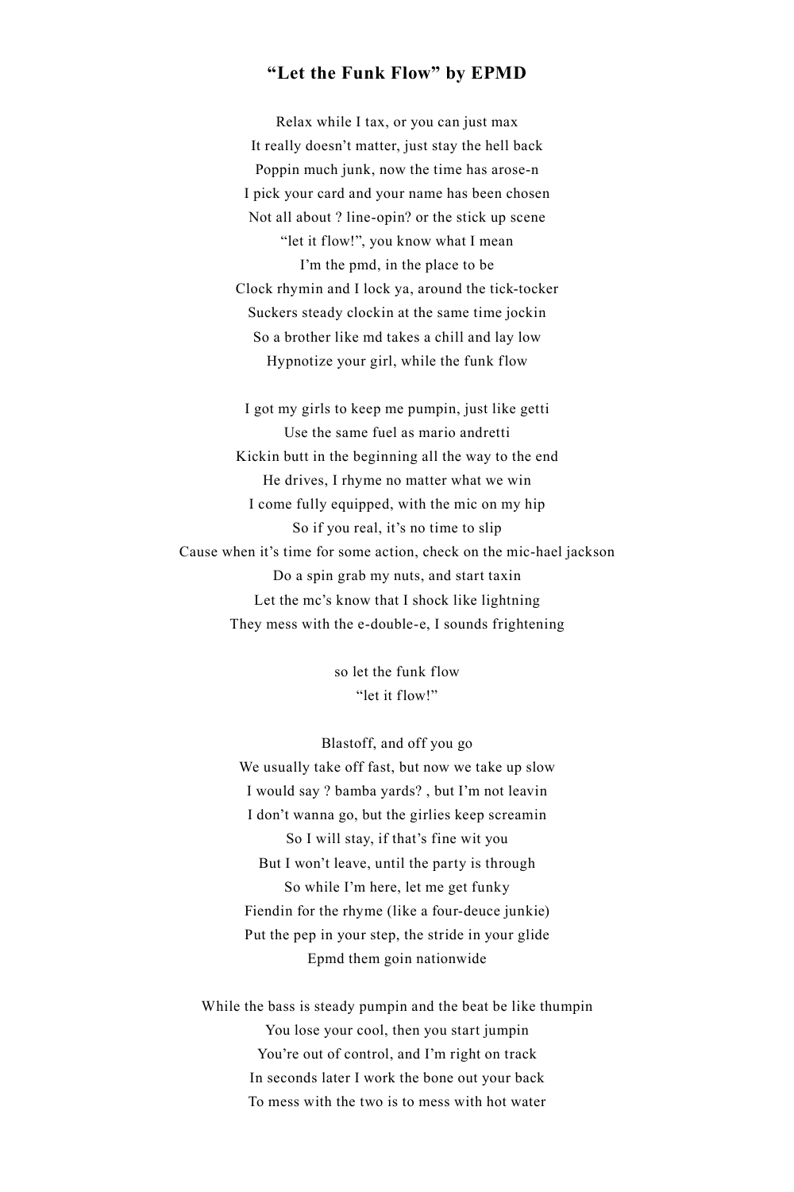## **"Let the Funk Flow" by EPMD**

Relax while I tax, or you can just max It really doesn't matter, just stay the hell back Poppin much junk, now the time has arose-n I pick your card and your name has been chosen Not all about ? line-opin? or the stick up scene "let it flow!", you know what I mean I'm the pmd, in the place to be Clock rhymin and I lock ya, around the tick-tocker Suckers steady clockin at the same time jockin So a brother like md takes a chill and lay low Hypnotize your girl, while the funk flow

I got my girls to keep me pumpin, just like getti Use the same fuel as mario andretti Kickin butt in the beginning all the way to the end He drives, I rhyme no matter what we win I come fully equipped, with the mic on my hip So if you real, it's no time to slip Cause when it's time for some action, check on the mic-hael jackson Do a spin grab my nuts, and start taxin Let the mc's know that I shock like lightning They mess with the e-double-e, I sounds frightening

> so let the funk flow "let it flow!"

Blastoff, and off you go We usually take off fast, but now we take up slow I would say ? bamba yards? , but I'm not leavin I don't wanna go, but the girlies keep screamin So I will stay, if that's fine wit you But I won't leave, until the party is through So while I'm here, let me get funky Fiendin for the rhyme (like a four-deuce junkie) Put the pep in your step, the stride in your glide Epmd them goin nationwide

While the bass is steady pumpin and the beat be like thumpin You lose your cool, then you start jumpin You're out of control, and I'm right on track In seconds later I work the bone out your back To mess with the two is to mess with hot water